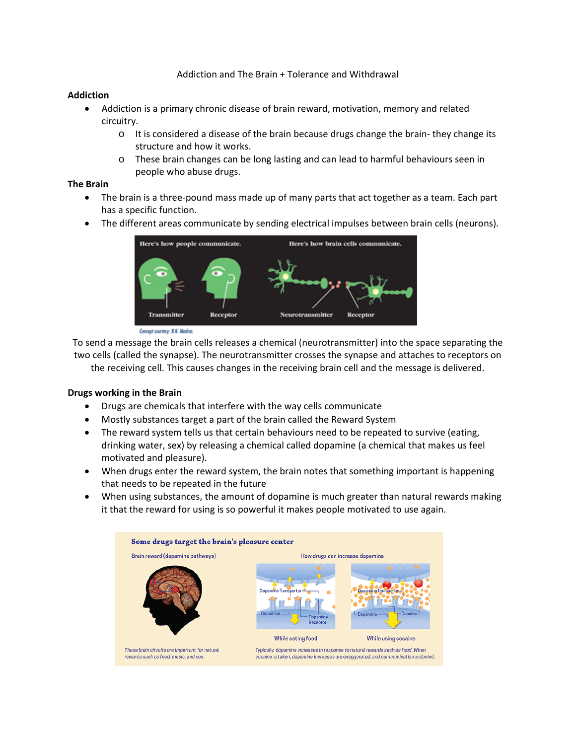Addiction and The Brain + Tolerance and Withdrawal

**Addiction**

- Addiction is a primary chronic disease of brain reward, motivation, memory and related circuitry.
  - It is considered a disease of the brain because drugs change the brain- they change its structure and how it works.
  - These brain changes can be long lasting and can lead to harmful behaviours seen in people who abuse drugs.

**The Brain**

- The brain is a three-pound mass made up of many parts that act together as a team. Each part has a specific function.
- The different areas communicate by sending electrical impulses between brain cells (neurons).

To send a message the brain cells releases a chemical (neurotransmitter) into the space separating the two cells (called the synapse). The neurotransmitter crosses the synapse and attaches to receptors on the receiving cell. This causes changes in the receiving brain cell and the message is delivered.

**Drugs working in the Brain**

- Drugs are chemicals that interfere with the way cells communicate
- Mostly substances target a part of the brain called the Reward System
- The reward system tells us that certain behaviours need to be repeated to survive (eating, drinking water, sex) by releasing a chemical called dopamine (a chemical that makes us feel motivated and pleasure).
- When drugs enter the reward system, the brain notes that something important is happening that needs to be repeated in the future
- When using substances, the amount of dopamine is much greater than natural rewards making it that the reward for using is so powerful it makes people motivated to use again.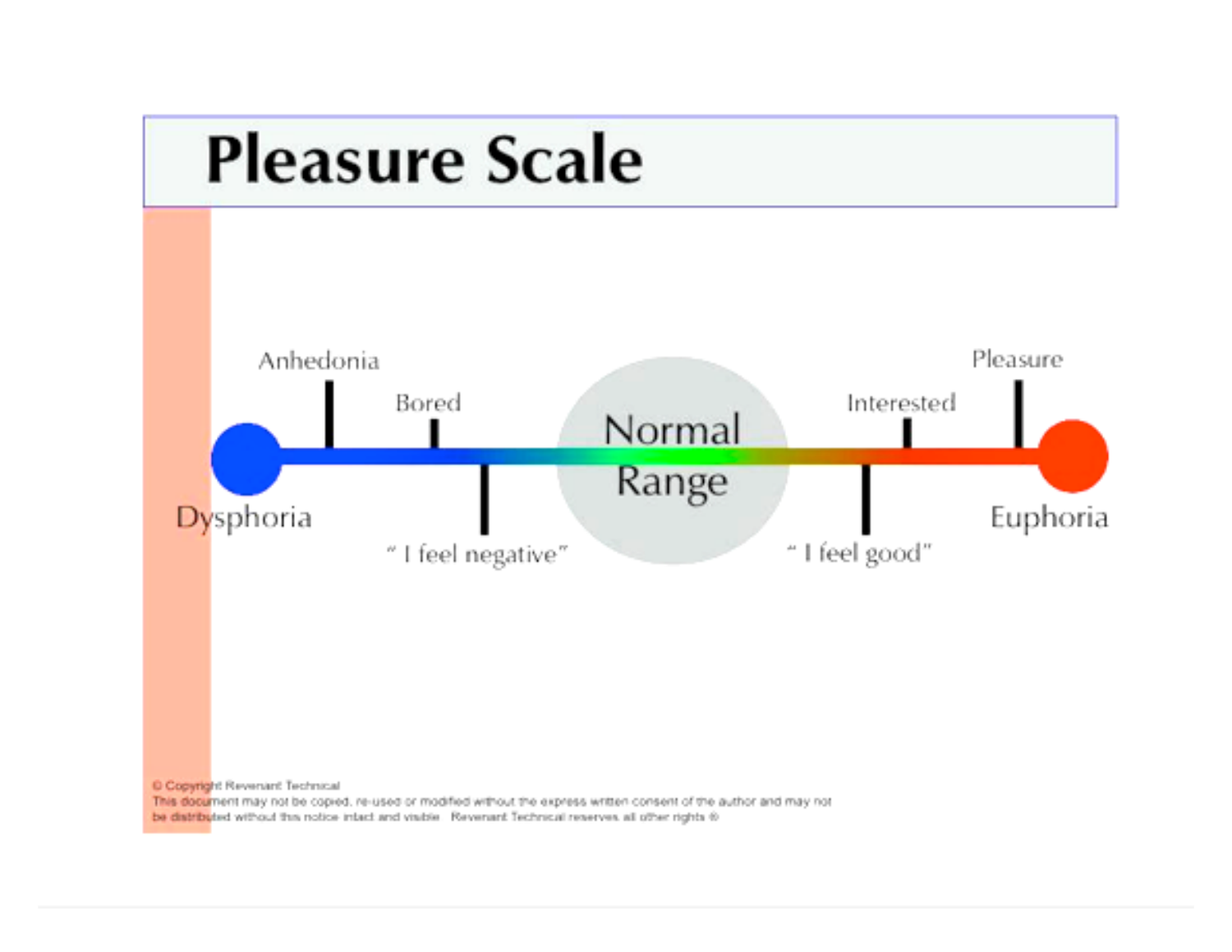# Pleasure Scale

Anhedonia

Bored

Normal Range

Interested

Pleasure

Dysphoria

" I feel negative"

" I feel good"

Euphoria

© Copyright Revenant Technical
This document may not be copied, re-used or modified without the express written consent of the author and may not be distributed without this notice intact and visible. Revenant Technical reserves all other rights ®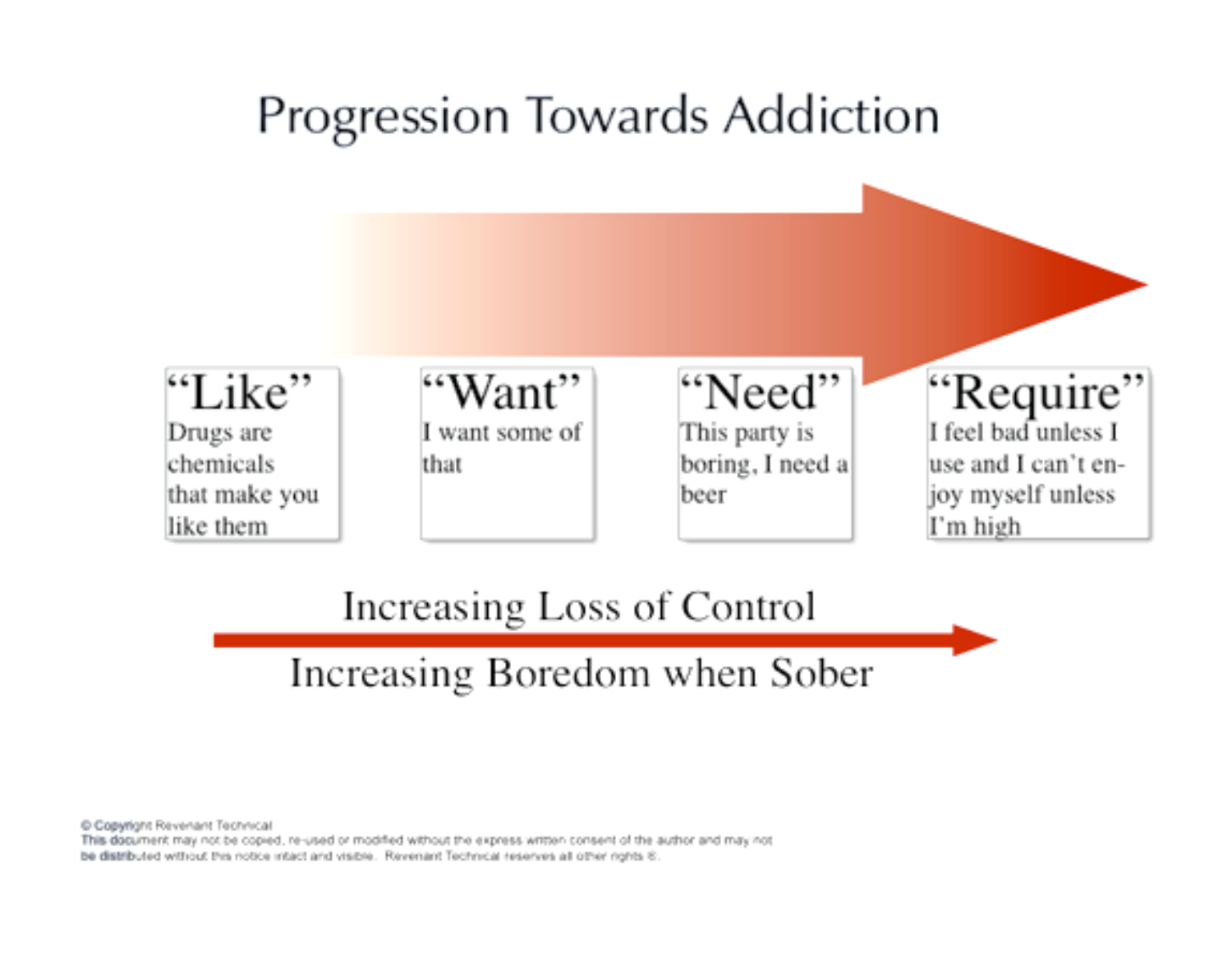# Progression Towards Addiction

**"Like"**
Drugs are chemicals that make you like them

**"Want"**
I want some of that

**"Need"**
This party is boring, I need a beer

**"Require"**
I feel bad unless I use and I can't enjoy myself unless I'm high

Increasing Loss of Control

Increasing Boredom when Sober

© Copyright Revenant Technical
This document may not be copied, re-used or modified without the express written consent of the author and may not be distributed without this notice intact and visible. Revenant Technical reserves all other rights ®.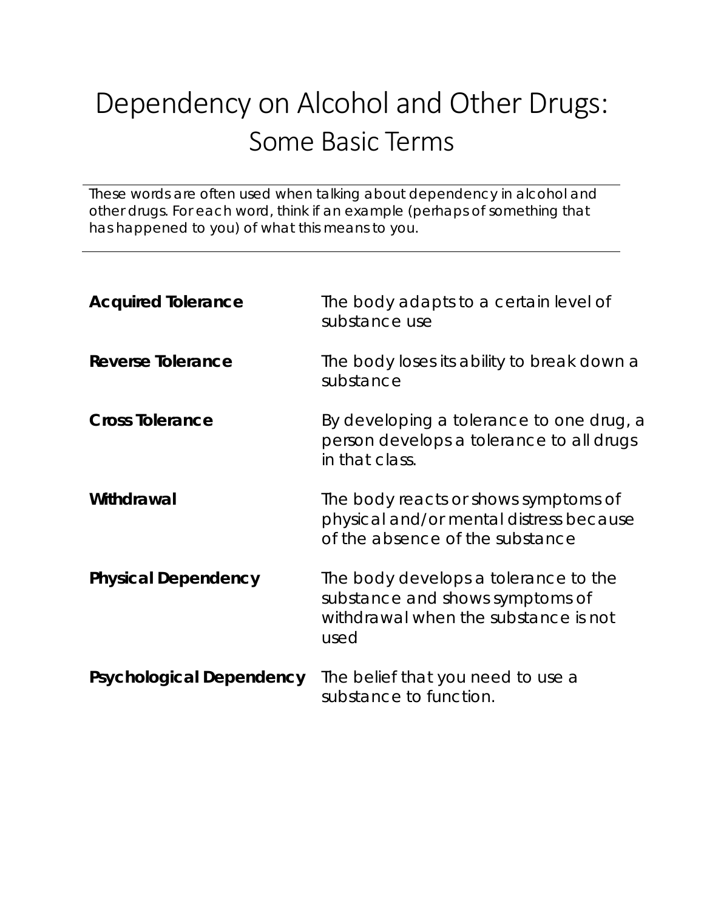# Dependency on Alcohol and Other Drugs: Some Basic Terms

These words are often used when talking about dependency in alcohol and other drugs. For each word, think if an example (perhaps of something that has happened to you) of what this means to you.

| | |
|---|---|
| **Acquired Tolerance** | The body adapts to a certain level of substance use |
| **Reverse Tolerance** | The body loses its ability to break down a substance |
| **Cross Tolerance** | By developing a tolerance to one drug, a person develops a tolerance to all drugs in that class. |
| **Withdrawal** | The body reacts or shows symptoms of physical and/or mental distress because of the absence of the substance |
| **Physical Dependency** | The body develops a tolerance to the substance and shows symptoms of withdrawal when the substance is not used |
| **Psychological Dependency** | The belief that you need to use a substance to function. |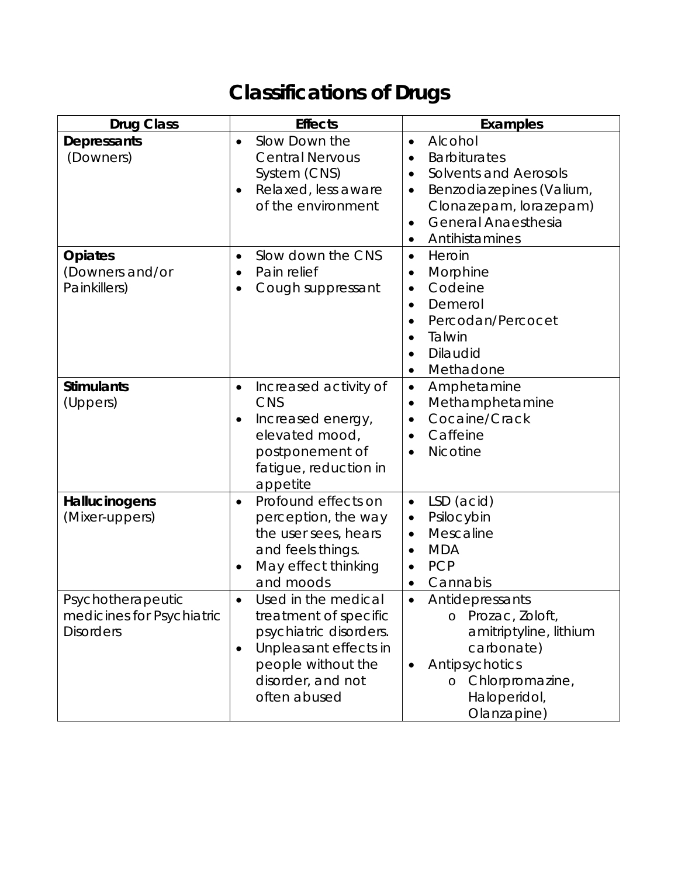# Classifications of Drugs

| Drug Class | Effects | Examples |
|---|---|---|
| **Depressants** (Downers) | • Slow Down the Central Nervous System (CNS)<br>• Relaxed, less aware of the environment | • Alcohol<br>• Barbiturates<br>• Solvents and Aerosols<br>• Benzodiazepines (Valium, Clonazepam, lorazepam)<br>• General Anaesthesia<br>• Antihistamines |
| **Opiates** (Downers and/or Painkillers) | • Slow down the CNS<br>• Pain relief<br>• Cough suppressant | • Heroin<br>• Morphine<br>• Codeine<br>• Demerol<br>• Percodan/Percocet<br>• Talwin<br>• Dilaudid<br>• Methadone |
| **Stimulants** (Uppers) | • Increased activity of CNS<br>• Increased energy, elevated mood, postponement of fatigue, reduction in appetite | • Amphetamine<br>• Methamphetamine<br>• Cocaine/Crack<br>• Caffeine<br>• Nicotine |
| **Hallucinogens** (Mixer-uppers) | • Profound effects on perception, the way the user sees, hears and feels things.<br>• May effect thinking and moods | • LSD (acid)<br>• Psilocybin<br>• Mescaline<br>• MDA<br>• PCP<br>• Cannabis |
| Psychotherapeutic medicines for Psychiatric Disorders | • Used in the medical treatment of specific psychiatric disorders.<br>• Unpleasant effects in people without the disorder, and not often abused | • Antidepressants<br>&nbsp;&nbsp;o Prozac, Zoloft, amitriptyline, lithium carbonate)<br>• Antipsychotics<br>&nbsp;&nbsp;o Chlorpromazine, Haloperidol, Olanzapine) |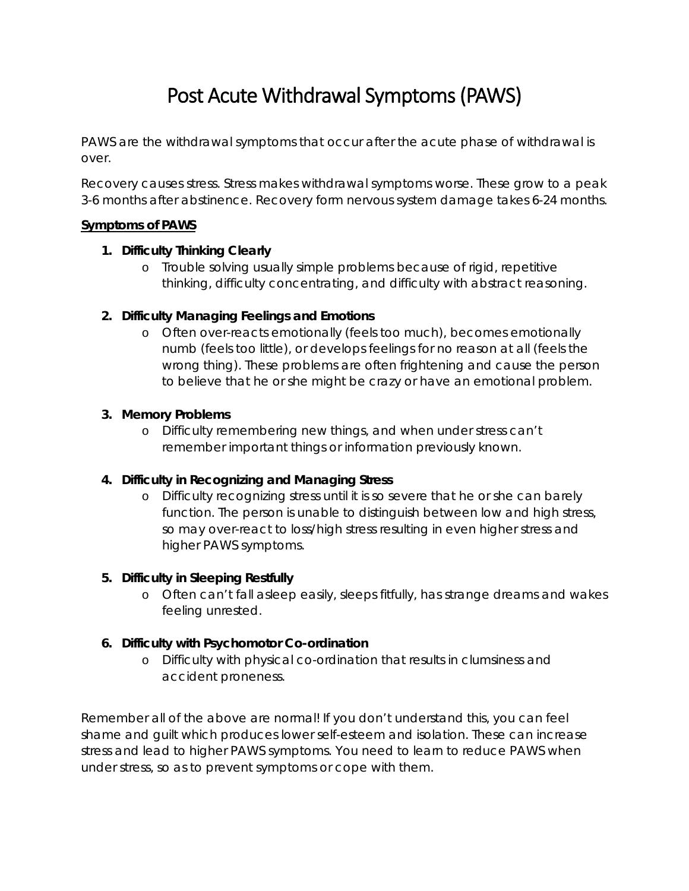# Post Acute Withdrawal Symptoms (PAWS)

PAWS are the withdrawal symptoms that occur after the acute phase of withdrawal is over.

Recovery causes stress. Stress makes withdrawal symptoms worse. These grow to a peak 3-6 months after abstinence. Recovery form nervous system damage takes 6-24 months.

**Symptoms of PAWS**

1. **Difficulty Thinking Clearly**
   - Trouble solving usually simple problems because of rigid, repetitive thinking, difficulty concentrating, and difficulty with abstract reasoning.

2. **Difficulty Managing Feelings and Emotions**
   - Often over-reacts emotionally (feels too much), becomes emotionally numb (feels too little), or develops feelings for no reason at all (feels the wrong thing). These problems are often frightening and cause the person to believe that he or she might be crazy or have an emotional problem.

3. **Memory Problems**
   - Difficulty remembering new things, and when under stress can't remember important things or information previously known.

4. **Difficulty in Recognizing and Managing Stress**
   - Difficulty recognizing stress until it is so severe that he or she can barely function. The person is unable to distinguish between low and high stress, so may over-react to loss/high stress resulting in even higher stress and higher PAWS symptoms.

5. **Difficulty in Sleeping Restfully**
   - Often can't fall asleep easily, sleeps fitfully, has strange dreams and wakes feeling unrested.

6. **Difficulty with Psychomotor Co-ordination**
   - Difficulty with physical co-ordination that results in clumsiness and accident proneness.

Remember all of the above are normal! If you don't understand this, you can feel shame and guilt which produces lower self-esteem and isolation. These can increase stress and lead to higher PAWS symptoms. You need to learn to reduce PAWS when under stress, so as to prevent symptoms or cope with them.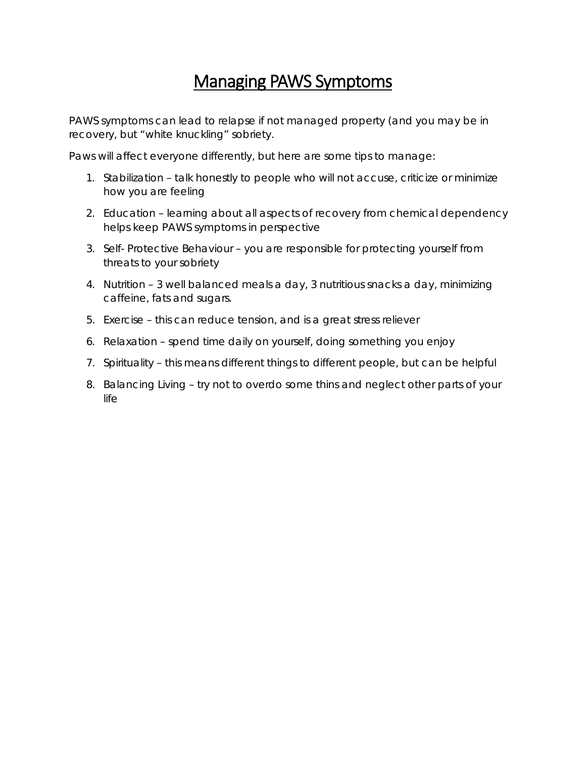# Managing PAWS Symptoms

PAWS symptoms can lead to relapse if not managed property (and you may be in recovery, but "white knuckling" sobriety.

Paws will affect everyone differently, but here are some tips to manage:

1. Stabilization – talk honestly to people who will not accuse, criticize or minimize how you are feeling
2. Education – learning about all aspects of recovery from chemical dependency helps keep PAWS symptoms in perspective
3. Self- Protective Behaviour – you are responsible for protecting yourself from threats to your sobriety
4. Nutrition – 3 well balanced meals a day, 3 nutritious snacks a day, minimizing caffeine, fats and sugars.
5. Exercise – this can reduce tension, and is a great stress reliever
6. Relaxation – spend time daily on yourself, doing something you enjoy
7. Spirituality – this means different things to different people, but can be helpful
8. Balancing Living – try not to overdo some thins and neglect other parts of your life